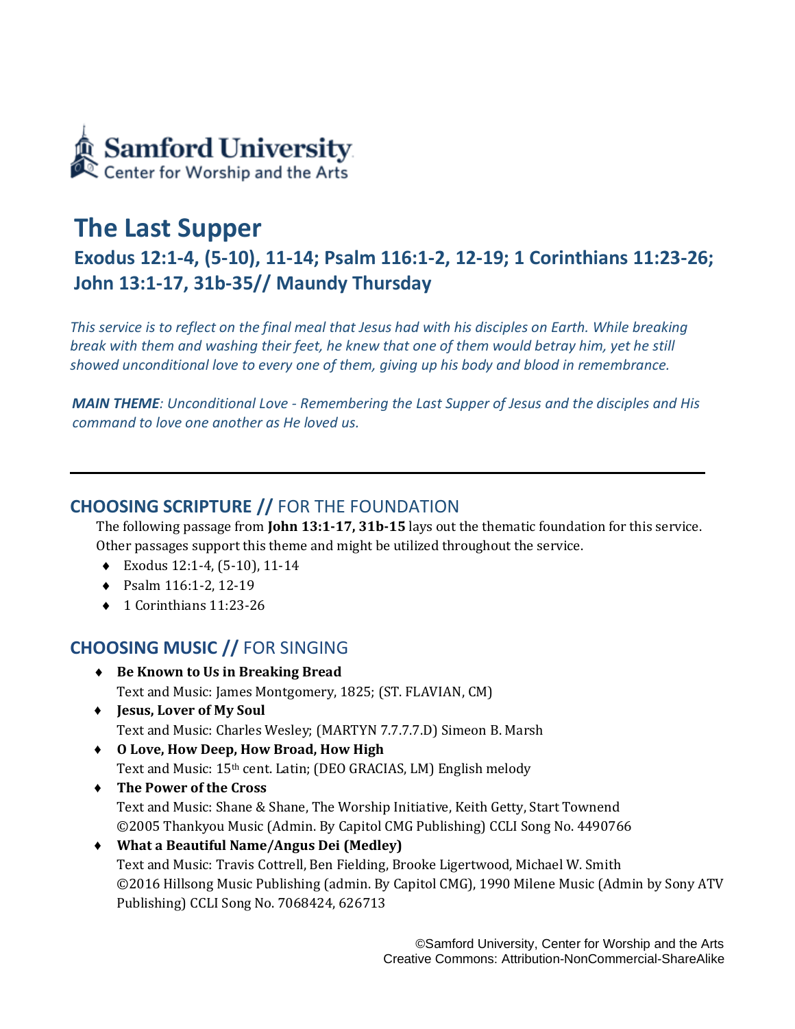Samford University
Center for Worship and the Arts

# The Last Supper

## Exodus 12:1-4, (5-10), 11-14; Psalm 116:1-2, 12-19; 1 Corinthians 11:23-26; John 13:1-17, 31b-35// Maundy Thursday

*This service is to reflect on the final meal that Jesus had with his disciples on Earth. While breaking break with them and washing their feet, he knew that one of them would betray him, yet he still showed unconditional love to every one of them, giving up his body and blood in remembrance.*

***MAIN THEME****: Unconditional Love - Remembering the Last Supper of Jesus and the disciples and His command to love one another as He loved us.*

---

## CHOOSING SCRIPTURE // FOR THE FOUNDATION

The following passage from **John 13:1-17, 31b-15** lays out the thematic foundation for this service. Other passages support this theme and might be utilized throughout the service.

- Exodus 12:1-4, (5-10), 11-14
- Psalm 116:1-2, 12-19
- 1 Corinthians 11:23-26

## CHOOSING MUSIC // FOR SINGING

- **Be Known to Us in Breaking Bread**
  Text and Music: James Montgomery, 1825; (ST. FLAVIAN, CM)
- **Jesus, Lover of My Soul**
  Text and Music: Charles Wesley; (MARTYN 7.7.7.7.D) Simeon B. Marsh
- **O Love, How Deep, How Broad, How High**
  Text and Music: 15th cent. Latin; (DEO GRACIAS, LM) English melody
- **The Power of the Cross**
  Text and Music: Shane & Shane, The Worship Initiative, Keith Getty, Start Townend
  ©2005 Thankyou Music (Admin. By Capitol CMG Publishing) CCLI Song No. 4490766
- **What a Beautiful Name/Angus Dei (Medley)**
  Text and Music: Travis Cottrell, Ben Fielding, Brooke Ligertwood, Michael W. Smith
  ©2016 Hillsong Music Publishing (admin. By Capitol CMG), 1990 Milene Music (Admin by Sony ATV Publishing) CCLI Song No. 7068424, 626713

©Samford University, Center for Worship and the Arts
Creative Commons: Attribution-NonCommercial-ShareAlike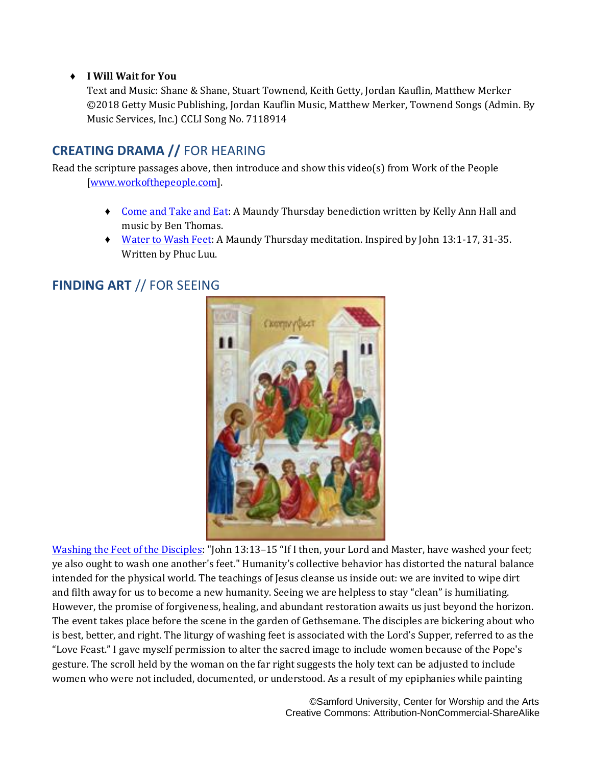- **I Will Wait for You**
  Text and Music: Shane & Shane, Stuart Townend, Keith Getty, Jordan Kauflin, Matthew Merker
  ©2018 Getty Music Publishing, Jordan Kauflin Music, Matthew Merker, Townend Songs (Admin. By Music Services, Inc.) CCLI Song No. 7118914

## CREATING DRAMA // FOR HEARING

Read the scripture passages above, then introduce and show this video(s) from Work of the People [www.workofthepeople.com].

- Come and Take and Eat: A Maundy Thursday benediction written by Kelly Ann Hall and music by Ben Thomas.
- Water to Wash Feet: A Maundy Thursday meditation. Inspired by John 13:1-17, 31-35. Written by Phuc Luu.

## FINDING ART // FOR SEEING

Washing the Feet of the Disciples: "John 13:13–15 "If I then, your Lord and Master, have washed your feet; ye also ought to wash one another's feet." Humanity's collective behavior has distorted the natural balance intended for the physical world. The teachings of Jesus cleanse us inside out: we are invited to wipe dirt and filth away for us to become a new humanity. Seeing we are helpless to stay "clean" is humiliating. However, the promise of forgiveness, healing, and abundant restoration awaits us just beyond the horizon. The event takes place before the scene in the garden of Gethsemane. The disciples are bickering about who is best, better, and right. The liturgy of washing feet is associated with the Lord's Supper, referred to as the "Love Feast." I gave myself permission to alter the sacred image to include women because of the Pope's gesture. The scroll held by the woman on the far right suggests the holy text can be adjusted to include women who were not included, documented, or understood. As a result of my epiphanies while painting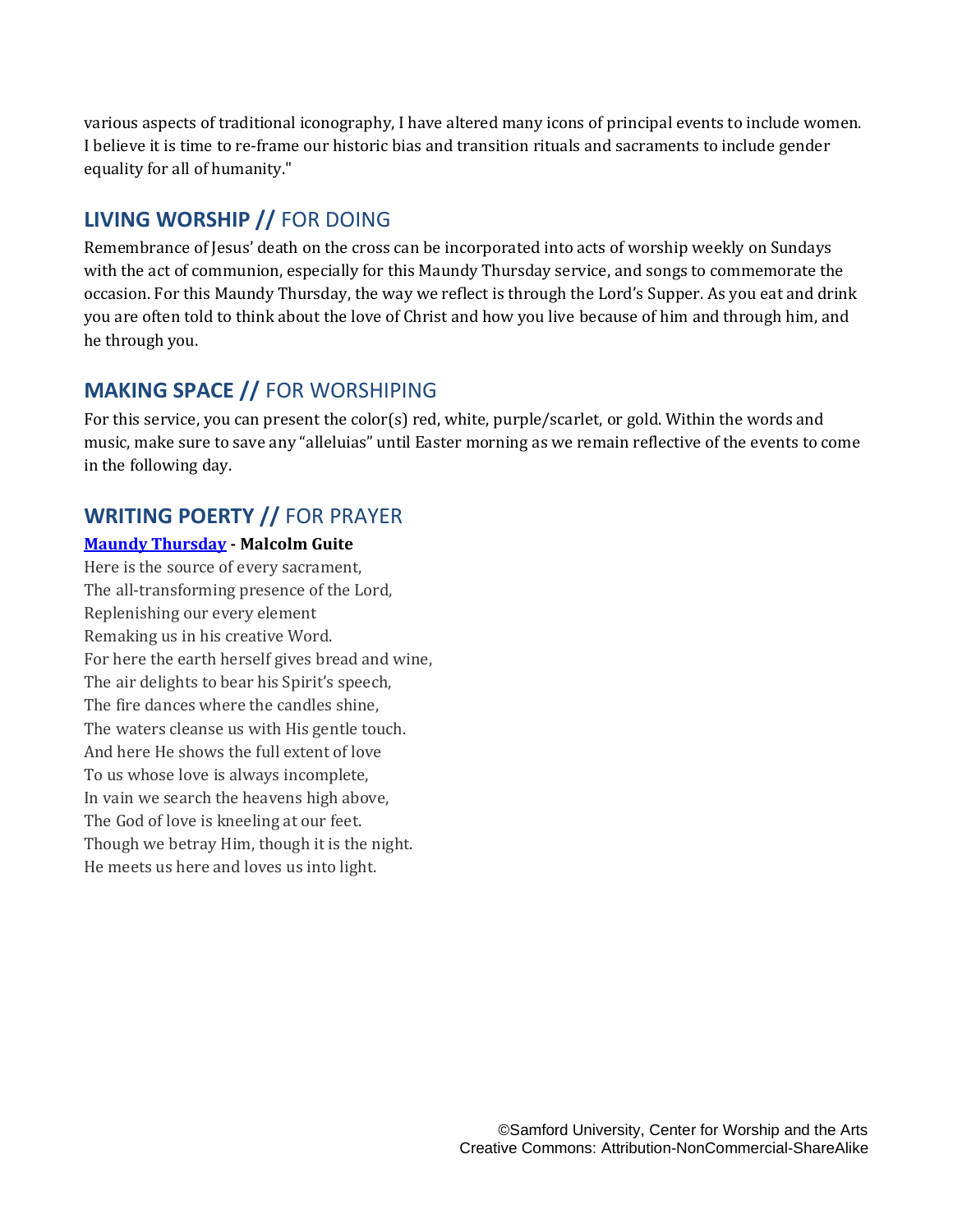various aspects of traditional iconography, I have altered many icons of principal events to include women. I believe it is time to re-frame our historic bias and transition rituals and sacraments to include gender equality for all of humanity."

## LIVING WORSHIP // FOR DOING

Remembrance of Jesus' death on the cross can be incorporated into acts of worship weekly on Sundays with the act of communion, especially for this Maundy Thursday service, and songs to commemorate the occasion. For this Maundy Thursday, the way we reflect is through the Lord's Supper. As you eat and drink you are often told to think about the love of Christ and how you live because of him and through him, and he through you.

## MAKING SPACE // FOR WORSHIPING

For this service, you can present the color(s) red, white, purple/scarlet, or gold. Within the words and music, make sure to save any "alleluias" until Easter morning as we remain reflective of the events to come in the following day.

## WRITING POERTY // FOR PRAYER

**Maundy Thursday - Malcolm Guite**

Here is the source of every sacrament,
The all-transforming presence of the Lord,
Replenishing our every element
Remaking us in his creative Word.
For here the earth herself gives bread and wine,
The air delights to bear his Spirit's speech,
The fire dances where the candles shine,
The waters cleanse us with His gentle touch.
And here He shows the full extent of love
To us whose love is always incomplete,
In vain we search the heavens high above,
The God of love is kneeling at our feet.
Though we betray Him, though it is the night.
He meets us here and loves us into light.

©Samford University, Center for Worship and the Arts
Creative Commons: Attribution-NonCommercial-ShareAlike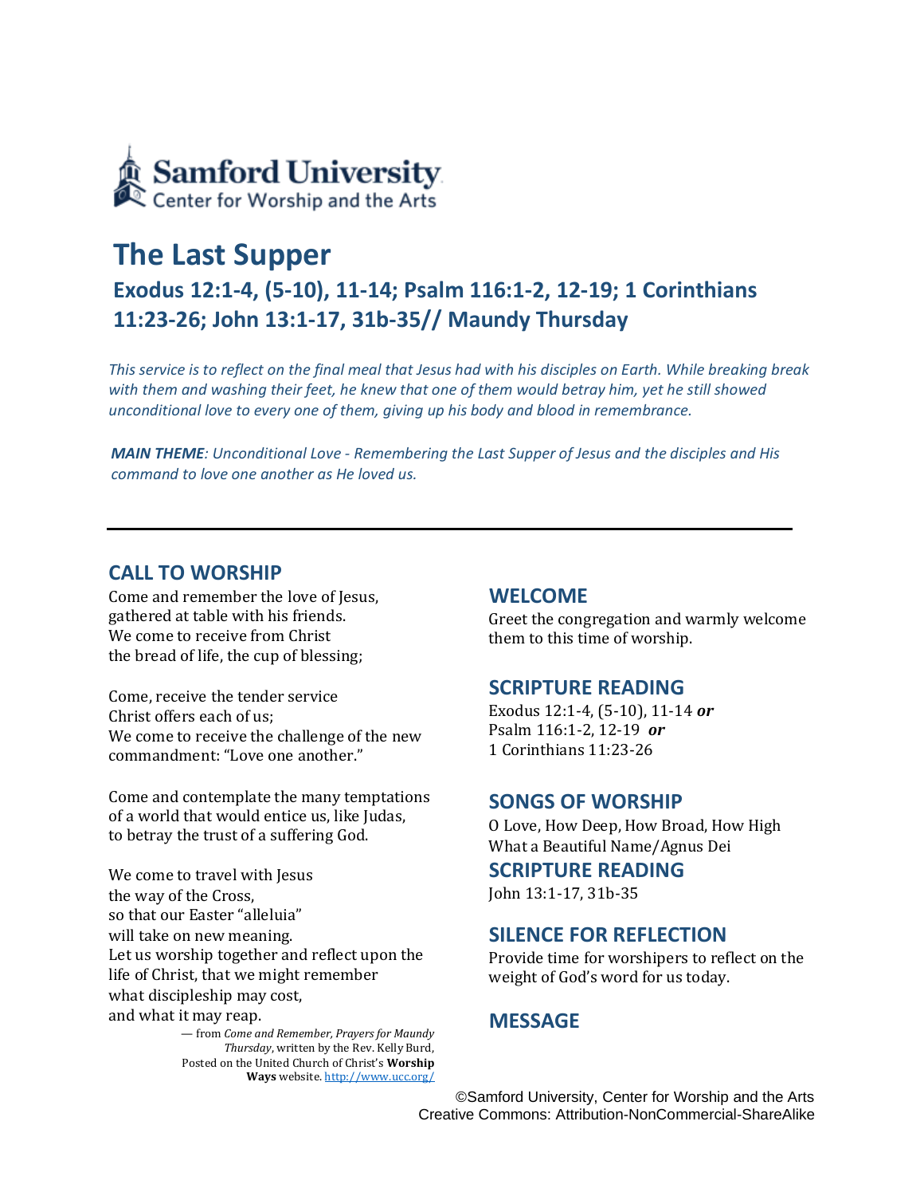Samford University
Center for Worship and the Arts

# The Last Supper

## Exodus 12:1-4, (5-10), 11-14; Psalm 116:1-2, 12-19; 1 Corinthians 11:23-26; John 13:1-17, 31b-35// Maundy Thursday

*This service is to reflect on the final meal that Jesus had with his disciples on Earth. While breaking break with them and washing their feet, he knew that one of them would betray him, yet he still showed unconditional love to every one of them, giving up his body and blood in remembrance.*

***MAIN THEME**: Unconditional Love - Remembering the Last Supper of Jesus and the disciples and His command to love one another as He loved us.*

---

## CALL TO WORSHIP

Come and remember the love of Jesus,
gathered at table with his friends.
We come to receive from Christ
the bread of life, the cup of blessing;

Come, receive the tender service
Christ offers each of us;
We come to receive the challenge of the new commandment: "Love one another."

Come and contemplate the many temptations
of a world that would entice us, like Judas,
to betray the trust of a suffering God.

We come to travel with Jesus
the way of the Cross,
so that our Easter "alleluia"
will take on new meaning.
Let us worship together and reflect upon the life of Christ, that we might remember
what discipleship may cost,
and what it may reap.

— from *Come and Remember, Prayers for Maundy Thursday*, written by the Rev. Kelly Burd, Posted on the United Church of Christ's **Worship Ways** website. http://www.ucc.org/

## WELCOME

Greet the congregation and warmly welcome them to this time of worship.

## SCRIPTURE READING

Exodus 12:1-4, (5-10), 11-14 ***or***
Psalm 116:1-2, 12-19 ***or***
1 Corinthians 11:23-26

## SONGS OF WORSHIP

O Love, How Deep, How Broad, How High
What a Beautiful Name/Agnus Dei

## SCRIPTURE READING

John 13:1-17, 31b-35

## SILENCE FOR REFLECTION

Provide time for worshipers to reflect on the weight of God's word for us today.

## MESSAGE

©Samford University, Center for Worship and the Arts
Creative Commons: Attribution-NonCommercial-ShareAlike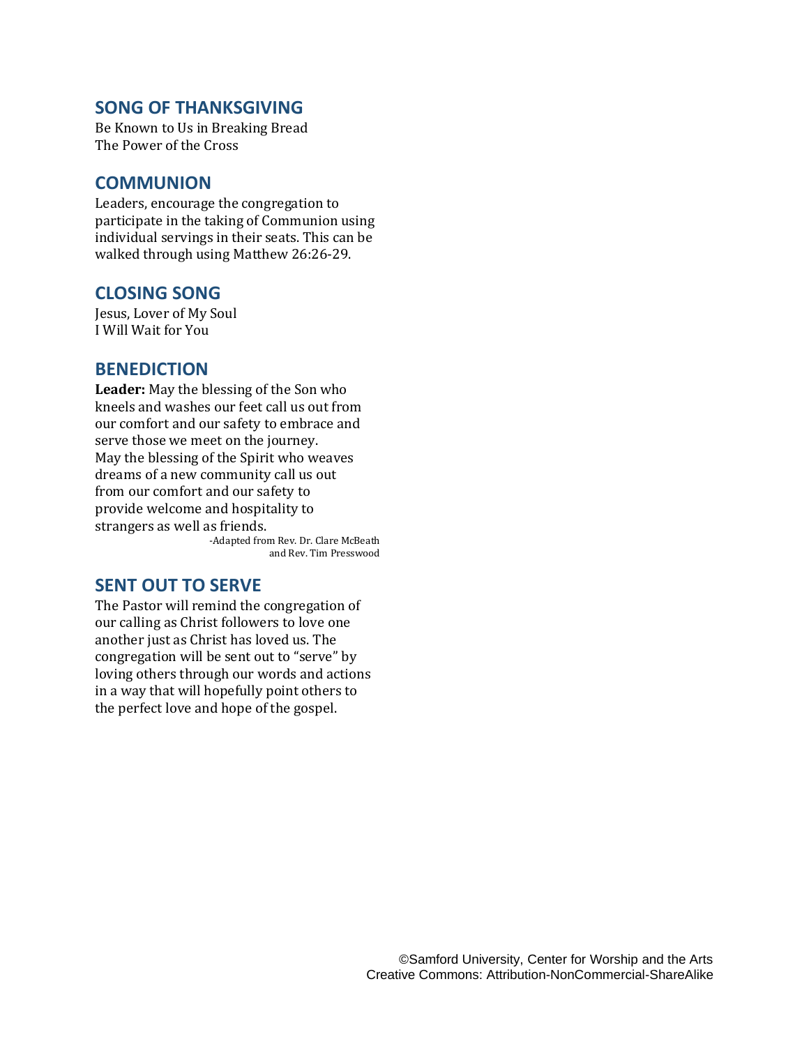## SONG OF THANKSGIVING

Be Known to Us in Breaking Bread
The Power of the Cross

## COMMUNION

Leaders, encourage the congregation to participate in the taking of Communion using individual servings in their seats. This can be walked through using Matthew 26:26-29.

## CLOSING SONG

Jesus, Lover of My Soul
I Will Wait for You

## BENEDICTION

**Leader:** May the blessing of the Son who kneels and washes our feet call us out from our comfort and our safety to embrace and serve those we meet on the journey.
May the blessing of the Spirit who weaves dreams of a new community call us out from our comfort and our safety to provide welcome and hospitality to strangers as well as friends.

-Adapted from Rev. Dr. Clare McBeath and Rev. Tim Presswood

## SENT OUT TO SERVE

The Pastor will remind the congregation of our calling as Christ followers to love one another just as Christ has loved us. The congregation will be sent out to "serve" by loving others through our words and actions in a way that will hopefully point others to the perfect love and hope of the gospel.

©Samford University, Center for Worship and the Arts
Creative Commons: Attribution-NonCommercial-ShareAlike